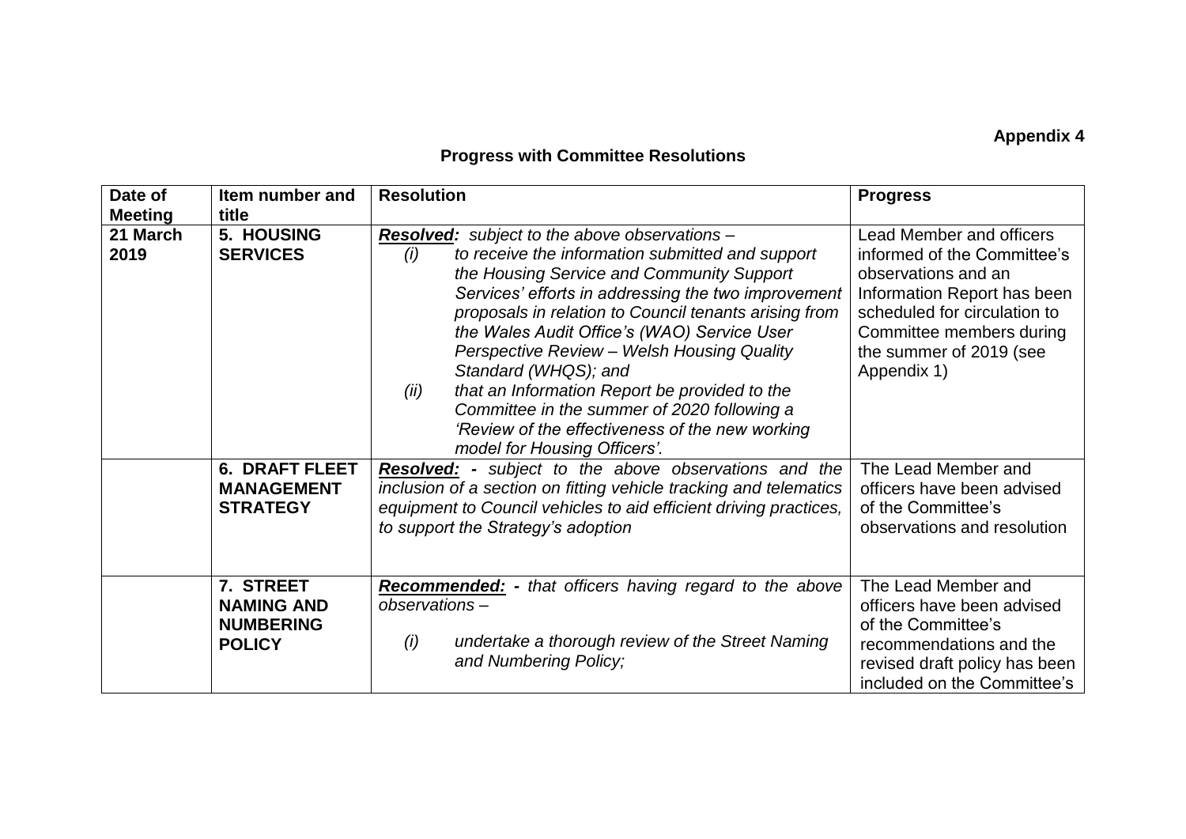**Appendix 4**

**Progress with Committee Resolutions**

| Date of Meeting | Item number and title | Resolution | Progress |
|---|---|---|---|
| **21 March 2019** | **5. HOUSING SERVICES** | ***Resolved:*** *subject to the above observations –*<br>*(i) to receive the information submitted and support the Housing Service and Community Support Services' efforts in addressing the two improvement proposals in relation to Council tenants arising from the Wales Audit Office's (WAO) Service User Perspective Review – Welsh Housing Quality Standard (WHQS); and*<br>*(ii) that an Information Report be provided to the Committee in the summer of 2020 following a 'Review of the effectiveness of the new working model for Housing Officers'.* | Lead Member and officers informed of the Committee's observations and an Information Report has been scheduled for circulation to Committee members during the summer of 2019 (see Appendix 1) |
| | **6. DRAFT FLEET MANAGEMENT STRATEGY** | ***Resolved:*** *- subject to the above observations and the inclusion of a section on fitting vehicle tracking and telematics equipment to Council vehicles to aid efficient driving practices, to support the Strategy's adoption* | The Lead Member and officers have been advised of the Committee's observations and resolution |
| | **7. STREET NAMING AND NUMBERING POLICY** | ***Recommended:*** *- that officers having regard to the above observations –*<br>*(i) undertake a thorough review of the Street Naming and Numbering Policy;* | The Lead Member and officers have been advised of the Committee's recommendations and the revised draft policy has been included on the Committee's |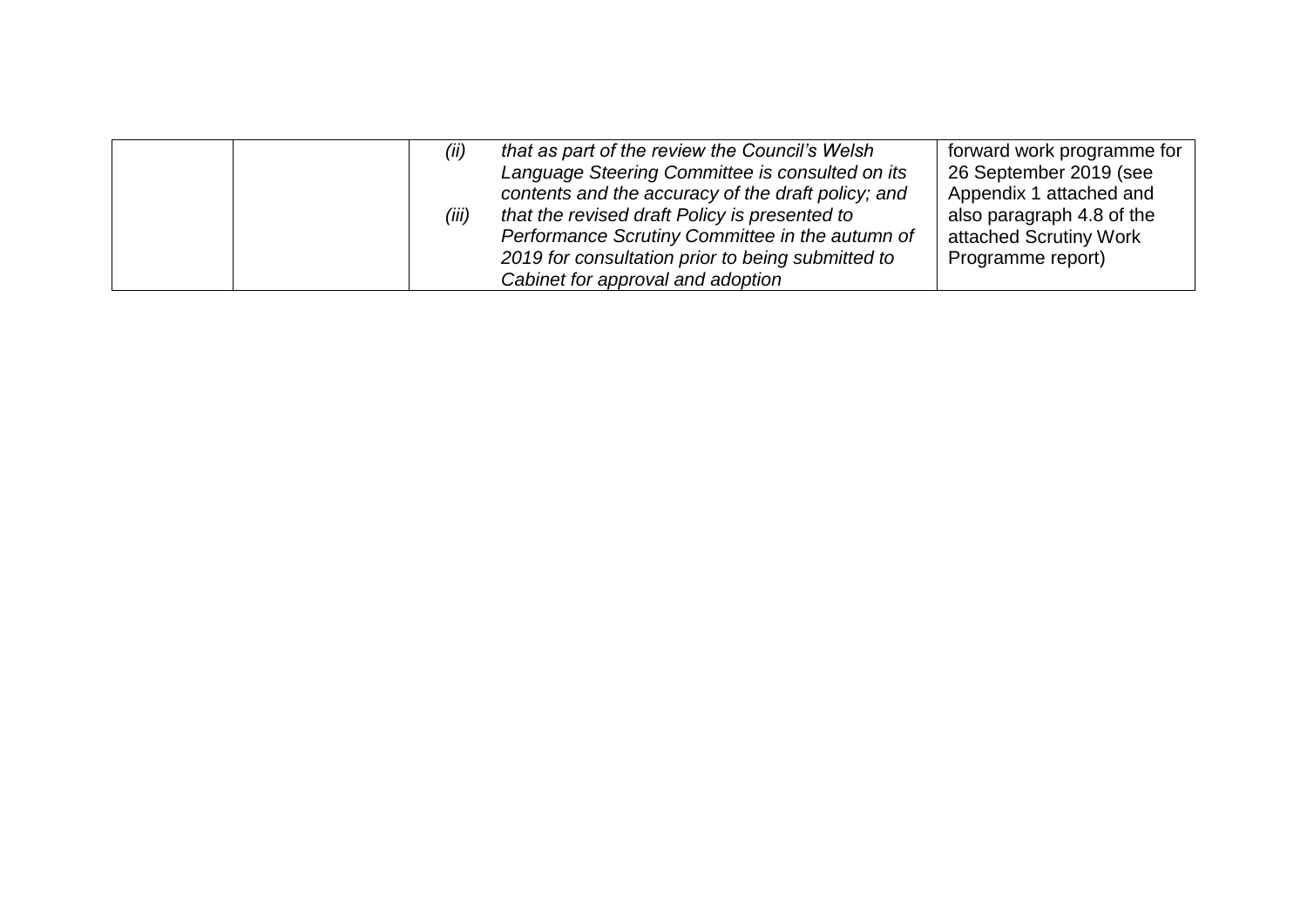| | | | |
|---|---|---|---|
| | | *(ii) that as part of the review the Council's Welsh Language Steering Committee is consulted on its contents and the accuracy of the draft policy; and*<br>*(iii) that the revised draft Policy is presented to Performance Scrutiny Committee in the autumn of 2019 for consultation prior to being submitted to Cabinet for approval and adoption* | forward work programme for 26 September 2019 (see Appendix 1 attached and also paragraph 4.8 of the attached Scrutiny Work Programme report) |